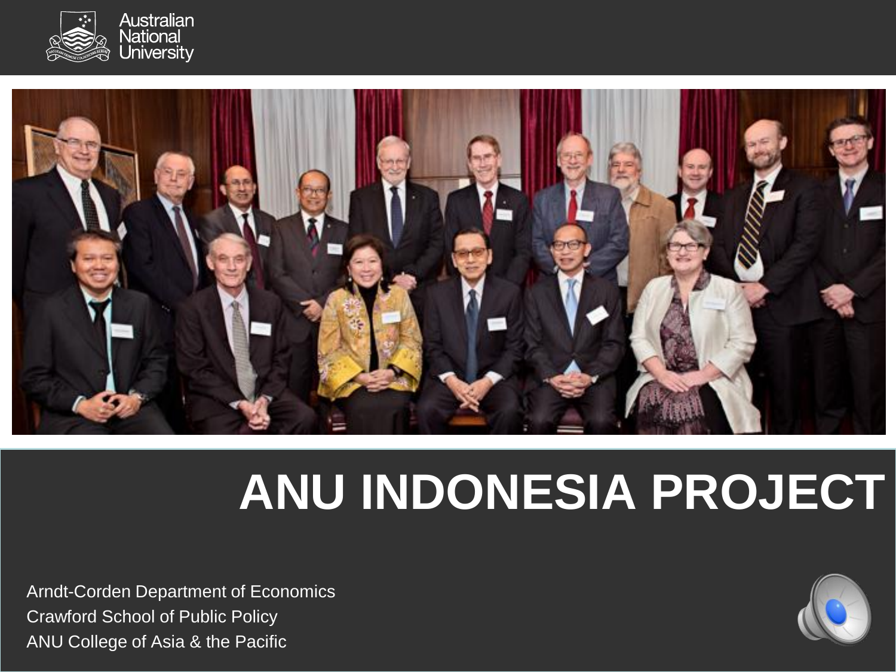Australian National University

# ANU INDONESIA PROJECT

Arndt-Corden Department of Economics
Crawford School of Public Policy
ANU College of Asia & the Pacific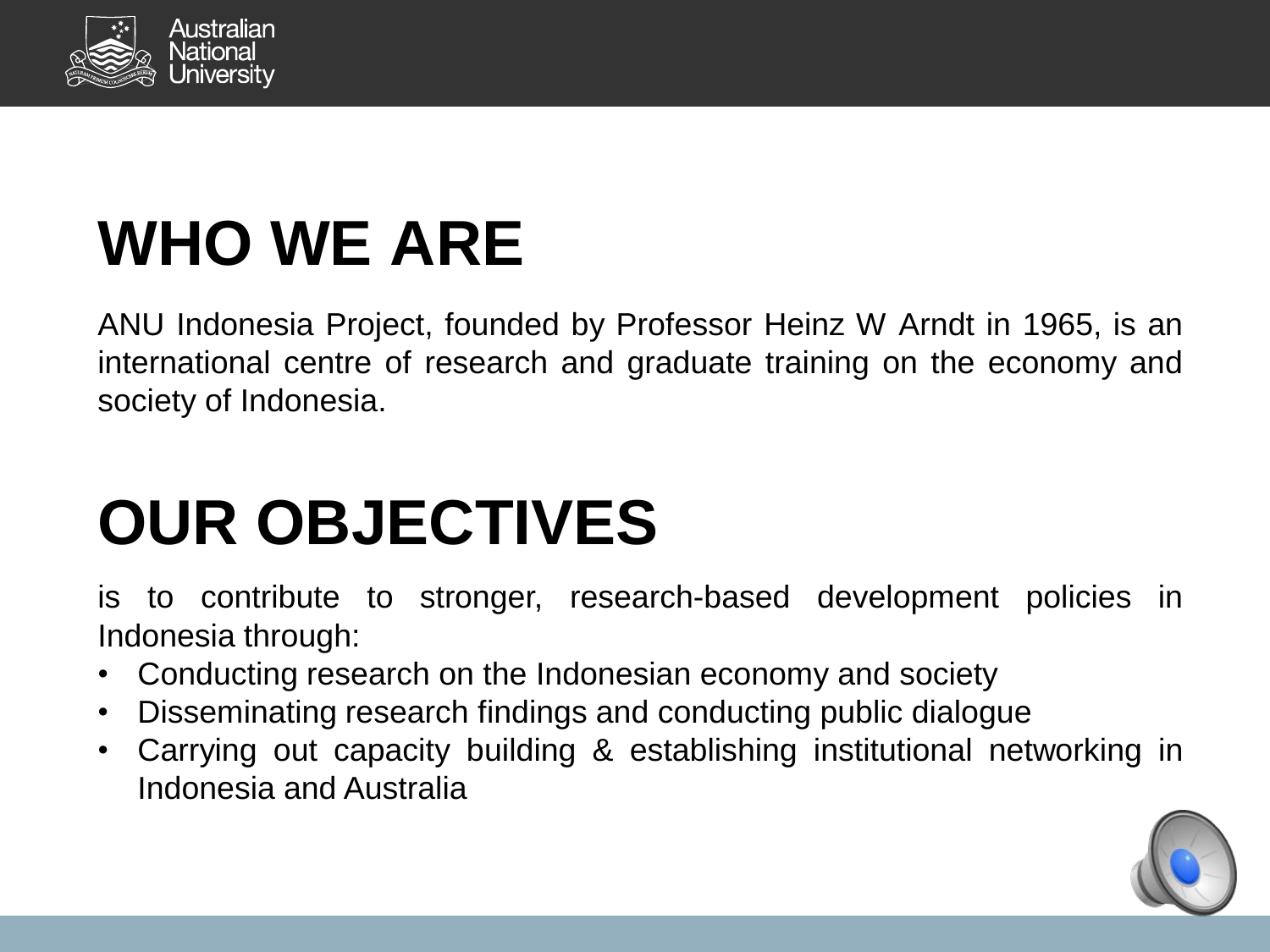# WHO WE ARE

ANU Indonesia Project, founded by Professor Heinz W Arndt in 1965, is an international centre of research and graduate training on the economy and society of Indonesia.

# OUR OBJECTIVES

is to contribute to stronger, research-based development policies in Indonesia through:

- Conducting research on the Indonesian economy and society
- Disseminating research findings and conducting public dialogue
- Carrying out capacity building & establishing institutional networking in Indonesia and Australia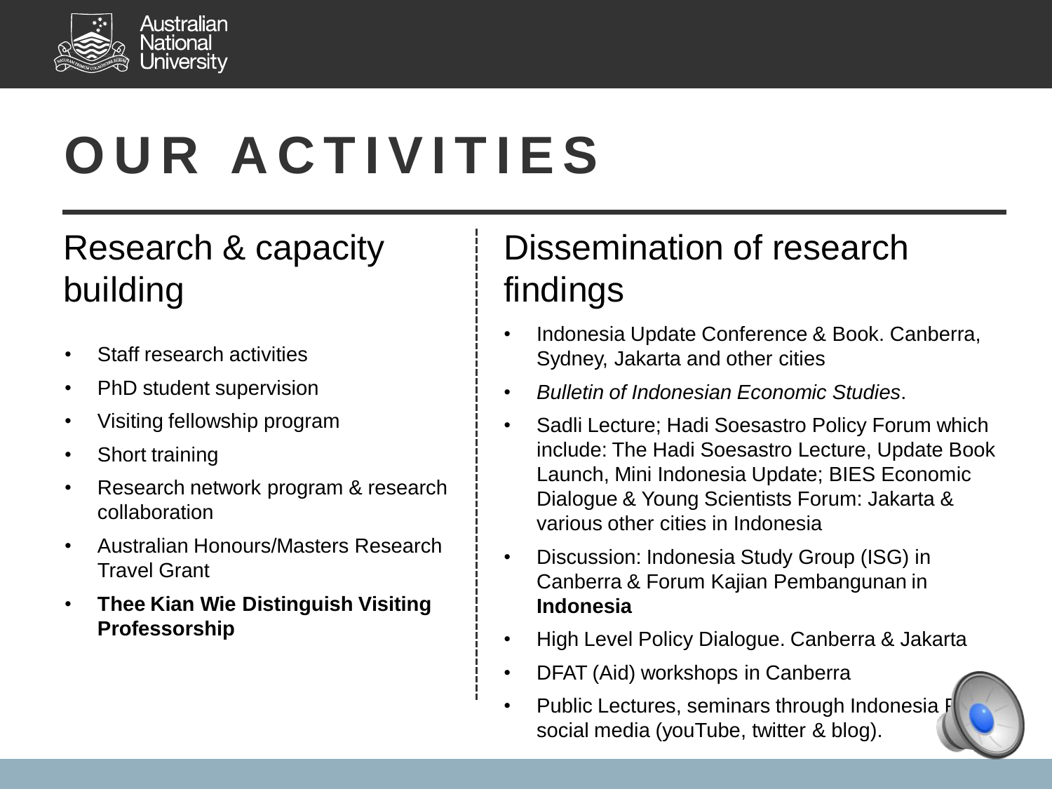# OUR ACTIVITIES

## Research & capacity building

- Staff research activities
- PhD student supervision
- Visiting fellowship program
- Short training
- Research network program & research collaboration
- Australian Honours/Masters Research Travel Grant
- **Thee Kian Wie Distinguish Visiting Professorship**

## Dissemination of research findings

- Indonesia Update Conference & Book. Canberra, Sydney, Jakarta and other cities
- *Bulletin of Indonesian Economic Studies*.
- Sadli Lecture; Hadi Soesastro Policy Forum which include: The Hadi Soesastro Lecture, Update Book Launch, Mini Indonesia Update; BIES Economic Dialogue & Young Scientists Forum: Jakarta & various other cities in Indonesia
- Discussion: Indonesia Study Group (ISG) in Canberra & Forum Kajian Pembangunan in **Indonesia**
- High Level Policy Dialogue. Canberra & Jakarta
- DFAT (Aid) workshops in Canberra
- Public Lectures, seminars through Indonesia P social media (youTube, twitter & blog).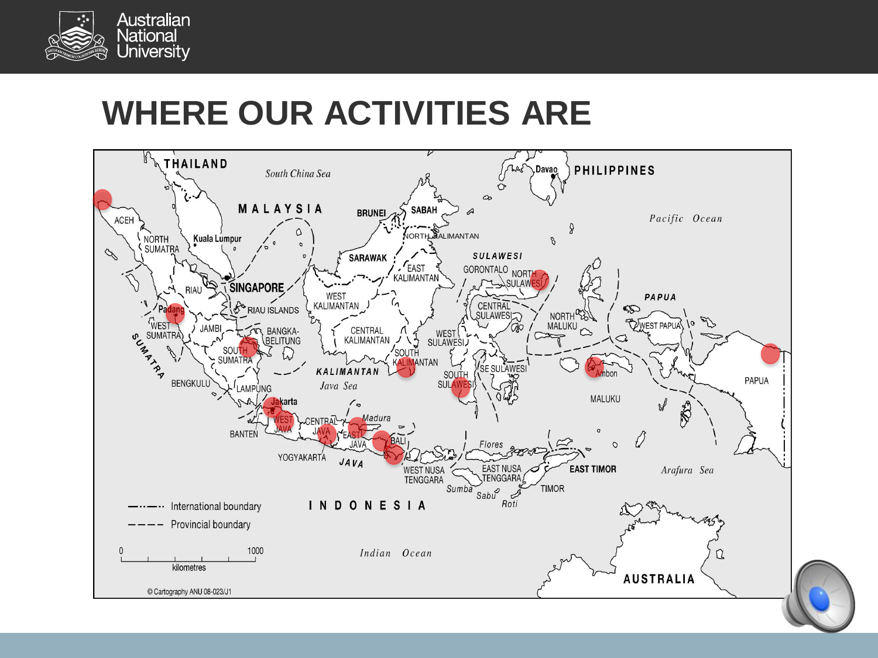# WHERE OUR ACTIVITIES ARE

THAILAND

South China Sea

MALAYSIA

BRUNEI

SABAH

PHILIPPINES

Davao

Pacific Ocean

ACEH

NORTH SUMATRA

Kuala Lumpur

NORTH KALIMANTAN

SARAWAK

SULAWESI

EAST KALIMANTAN

GORONTALO

NORTH SULAWESI

RIAU

SINGAPORE

PAPUA

Padang

RIAU ISLANDS

WEST KALIMANTAN

CENTRAL SULAWESI

NORTH MALUKU

WEST PAPUA

WEST SUMATRA

JAMBI

BANGKA-BELITUNG

CENTRAL KALIMANTAN

WEST SULAWESI

SUMATRA

SOUTH SUMATRA

SOUTH KALIMANTAN

SE SULAWESI

Ambon

PAPUA

KALIMANTAN

SOUTH SULAWESI

BENGKULU

LAMPUNG

Java Sea

MALUKU

Jakarta

WEST JAVA

CENTRAL JAVA

Madura

BANTEN

EAST JAVA

BALI

Flores

YOGYAKARTA

JAVA

WEST NUSA TENGGARA

EAST NUSA TENGGARA

EAST TIMOR

Arafura Sea

Sumba

TIMOR

Sabu

Roti

International boundary

Provincial boundary

INDONESIA

0 1000

kilometres

Indian Ocean

AUSTRALIA

© Cartography ANU 08-023/J1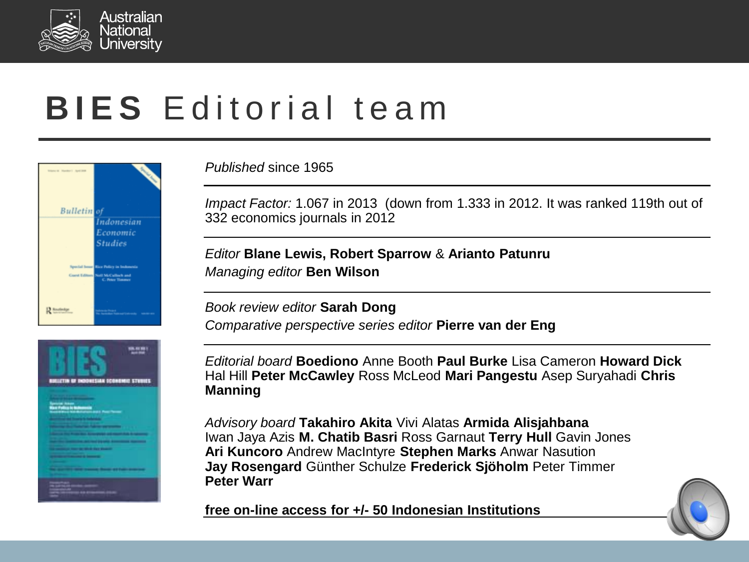# **BIES** Editorial team

*Published* since 1965

*Impact Factor:* 1.067 in 2013 (down from 1.333 in 2012. It was ranked 119th out of 332 economics journals in 2012

*Editor* **Blane Lewis, Robert Sparrow** & **Arianto Patunru**
*Managing editor* **Ben Wilson**

*Book review editor* **Sarah Dong**
*Comparative perspective series editor* **Pierre van der Eng**

*Editorial board* **Boediono** Anne Booth **Paul Burke** Lisa Cameron **Howard Dick** Hal Hill **Peter McCawley** Ross McLeod **Mari Pangestu** Asep Suryahadi **Chris Manning**

*Advisory board* **Takahiro Akita** Vivi Alatas **Armida Alisjahbana** Iwan Jaya Azis **M. Chatib Basri** Ross Garnaut **Terry Hull** Gavin Jones **Ari Kuncoro** Andrew MacIntyre **Stephen Marks** Anwar Nasution **Jay Rosengard** Günther Schulze **Frederick Sjöholm** Peter Timmer **Peter Warr**

**free on-line access for +/- 50 Indonesian Institutions**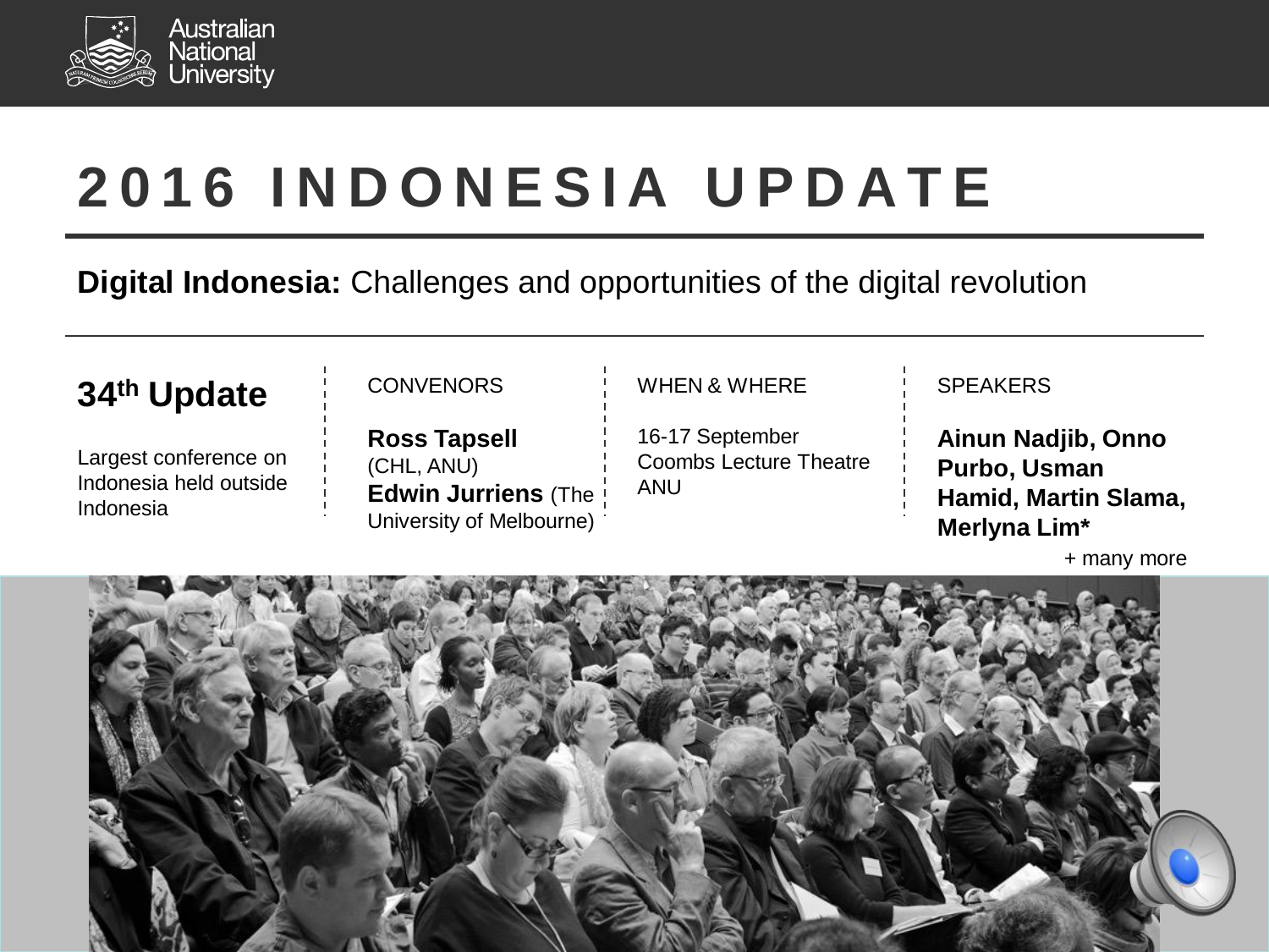# 2016 INDONESIA UPDATE

**Digital Indonesia:** Challenges and opportunities of the digital revolution

## 34th Update

Largest conference on Indonesia held outside Indonesia

CONVENORS

**Ross Tapsell** (CHL, ANU)
**Edwin Jurriens** (The University of Melbourne)

WHEN & WHERE

16-17 September
Coombs Lecture Theatre
ANU

SPEAKERS

**Ainun Nadjib, Onno Purbo, Usman Hamid, Martin Slama, Merlyna Lim***

+ many more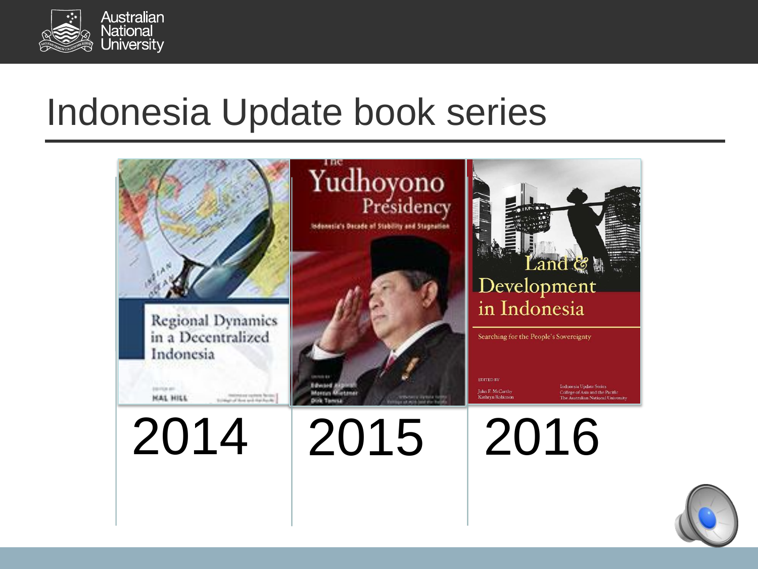# Indonesia Update book series

2014

2015

2016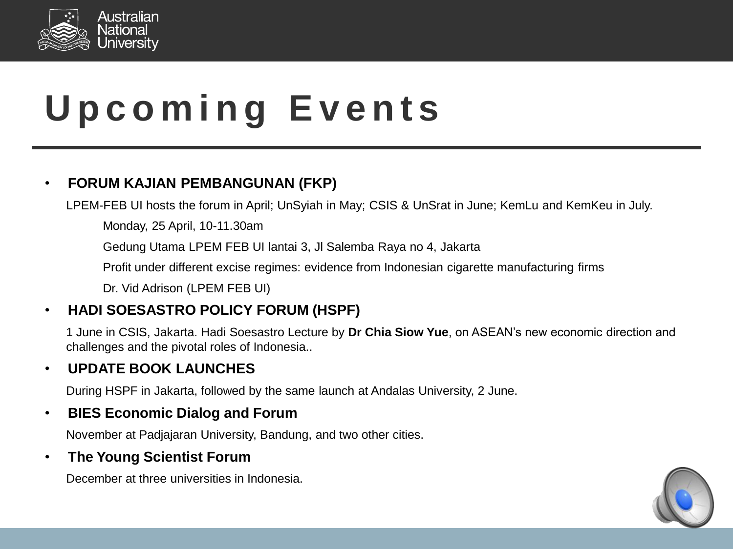# Upcoming Events

- **FORUM KAJIAN PEMBANGUNAN (FKP)**

  LPEM-FEB UI hosts the forum in April; UnSyiah in May; CSIS & UnSrat in June; KemLu and KemKeu in July.

  Monday, 25 April, 10-11.30am

  Gedung Utama LPEM FEB UI lantai 3, Jl Salemba Raya no 4, Jakarta

  Profit under different excise regimes: evidence from Indonesian cigarette manufacturing firms

  Dr. Vid Adrison (LPEM FEB UI)

- **HADI SOESASTRO POLICY FORUM (HSPF)**

  1 June in CSIS, Jakarta. Hadi Soesastro Lecture by **Dr Chia Siow Yue**, on ASEAN's new economic direction and challenges and the pivotal roles of Indonesia..

- **UPDATE BOOK LAUNCHES**

  During HSPF in Jakarta, followed by the same launch at Andalas University, 2 June.

- **BIES Economic Dialog and Forum**

  November at Padjajaran University, Bandung, and two other cities.

- **The Young Scientist Forum**

  December at three universities in Indonesia.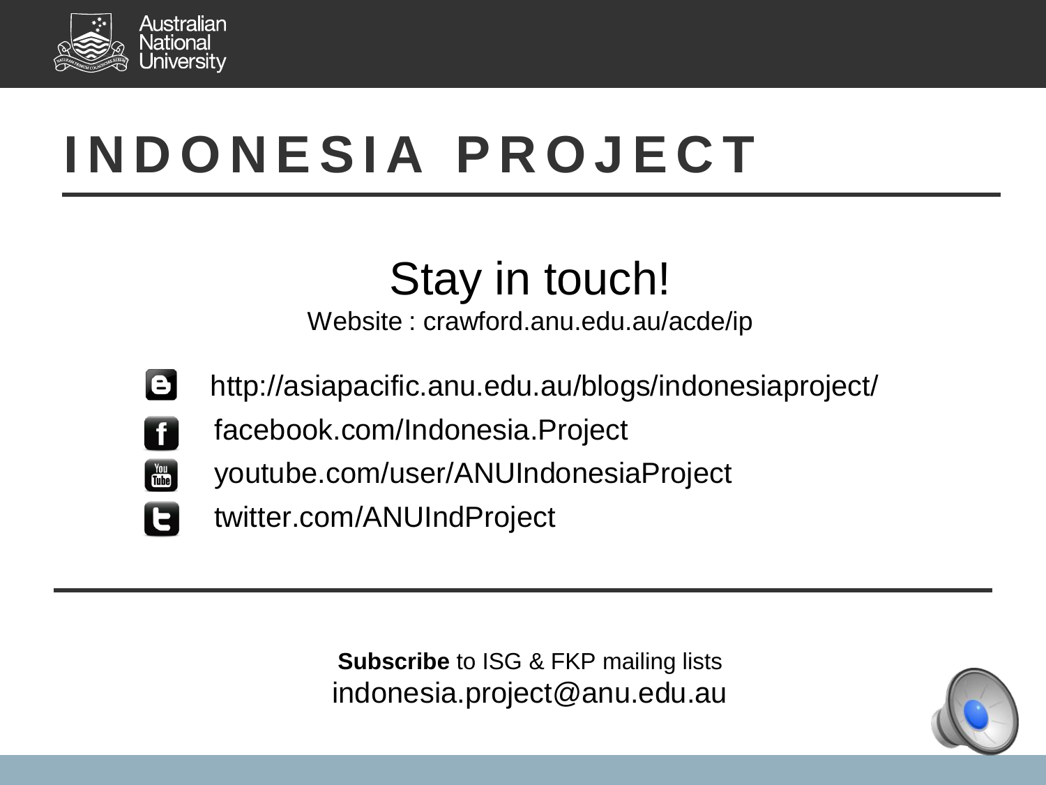# INDONESIA PROJECT

## Stay in touch!

Website : crawford.anu.edu.au/acde/ip

- http://asiapacific.anu.edu.au/blogs/indonesiaproject/
- facebook.com/Indonesia.Project
- youtube.com/user/ANUIndonesiaProject
- twitter.com/ANUIndProject

**Subscribe** to ISG & FKP mailing lists
indonesia.project@anu.edu.au